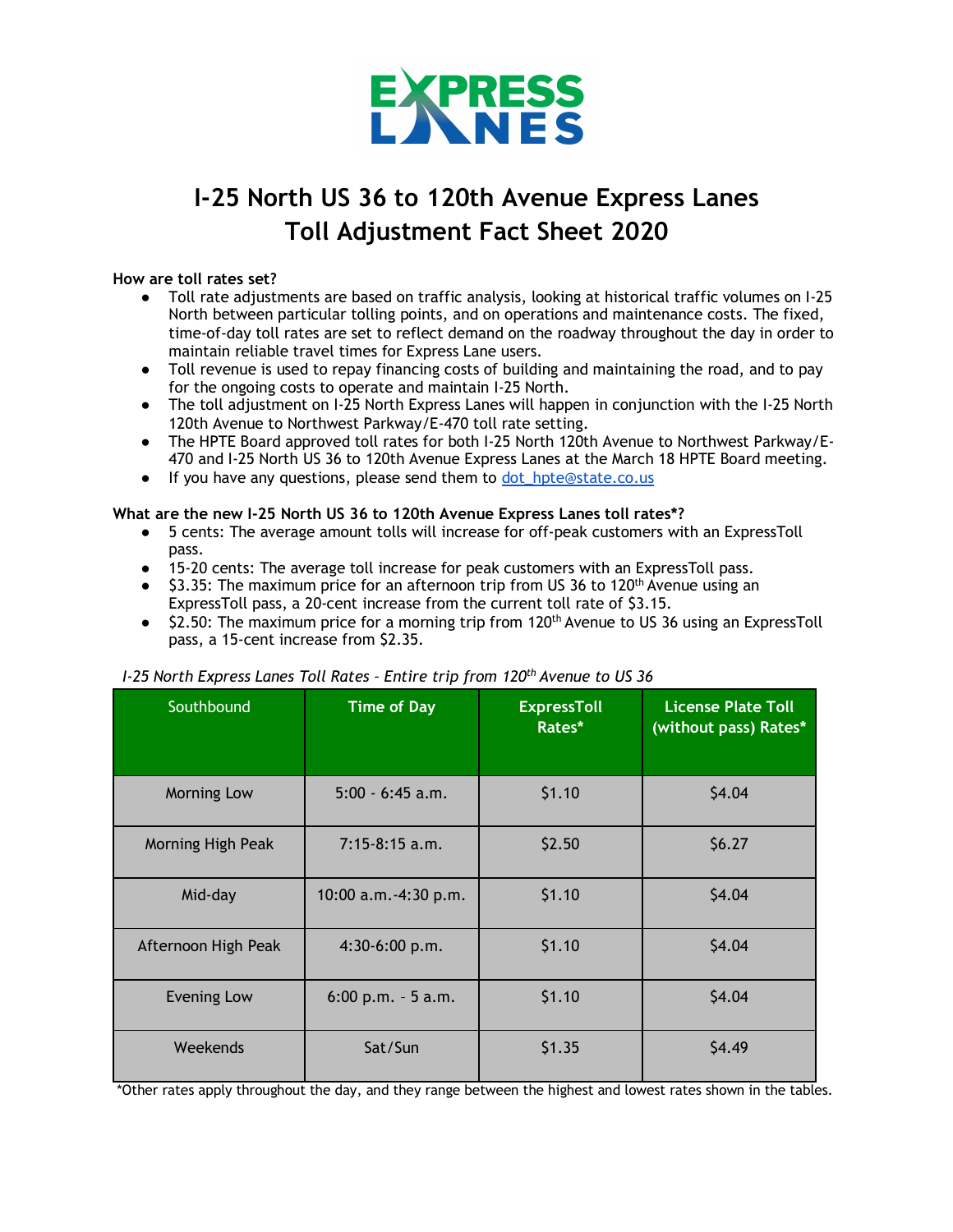# I-25 North US 36 to 120th Avenue Express Lanes Toll Adjustment Fact Sheet 2020

**How are toll rates set?**

- Toll rate adjustments are based on traffic analysis, looking at historical traffic volumes on I-25 North between particular tolling points, and on operations and maintenance costs. The fixed, time-of-day toll rates are set to reflect demand on the roadway throughout the day in order to maintain reliable travel times for Express Lane users.
- Toll revenue is used to repay financing costs of building and maintaining the road, and to pay for the ongoing costs to operate and maintain I-25 North.
- The toll adjustment on I-25 North Express Lanes will happen in conjunction with the I-25 North 120th Avenue to Northwest Parkway/E-470 toll rate setting.
- The HPTE Board approved toll rates for both I-25 North 120th Avenue to Northwest Parkway/E-470 and I-25 North US 36 to 120th Avenue Express Lanes at the March 18 HPTE Board meeting.
- If you have any questions, please send them to dot_hpte@state.co.us

**What are the new I-25 North US 36 to 120th Avenue Express Lanes toll rates*?**

- 5 cents: The average amount tolls will increase for off-peak customers with an ExpressToll pass.
- 15-20 cents: The average toll increase for peak customers with an ExpressToll pass.
- $3.35: The maximum price for an afternoon trip from US 36 to 120th Avenue using an ExpressToll pass, a 20-cent increase from the current toll rate of $3.15.
- $2.50: The maximum price for a morning trip from 120th Avenue to US 36 using an ExpressToll pass, a 15-cent increase from $2.35.

*I-25 North Express Lanes Toll Rates – Entire trip from 120th Avenue to US 36*

| Southbound | Time of Day | ExpressToll Rates* | License Plate Toll (without pass) Rates* |
|---|---|---|---|
| Morning Low | 5:00 - 6:45 a.m. | $1.10 | $4.04 |
| Morning High Peak | 7:15-8:15 a.m. | $2.50 | $6.27 |
| Mid-day | 10:00 a.m.-4:30 p.m. | $1.10 | $4.04 |
| Afternoon High Peak | 4:30-6:00 p.m. | $1.10 | $4.04 |
| Evening Low | 6:00 p.m. – 5 a.m. | $1.10 | $4.04 |
| Weekends | Sat/Sun | $1.35 | $4.49 |

*Other rates apply throughout the day, and they range between the highest and lowest rates shown in the tables.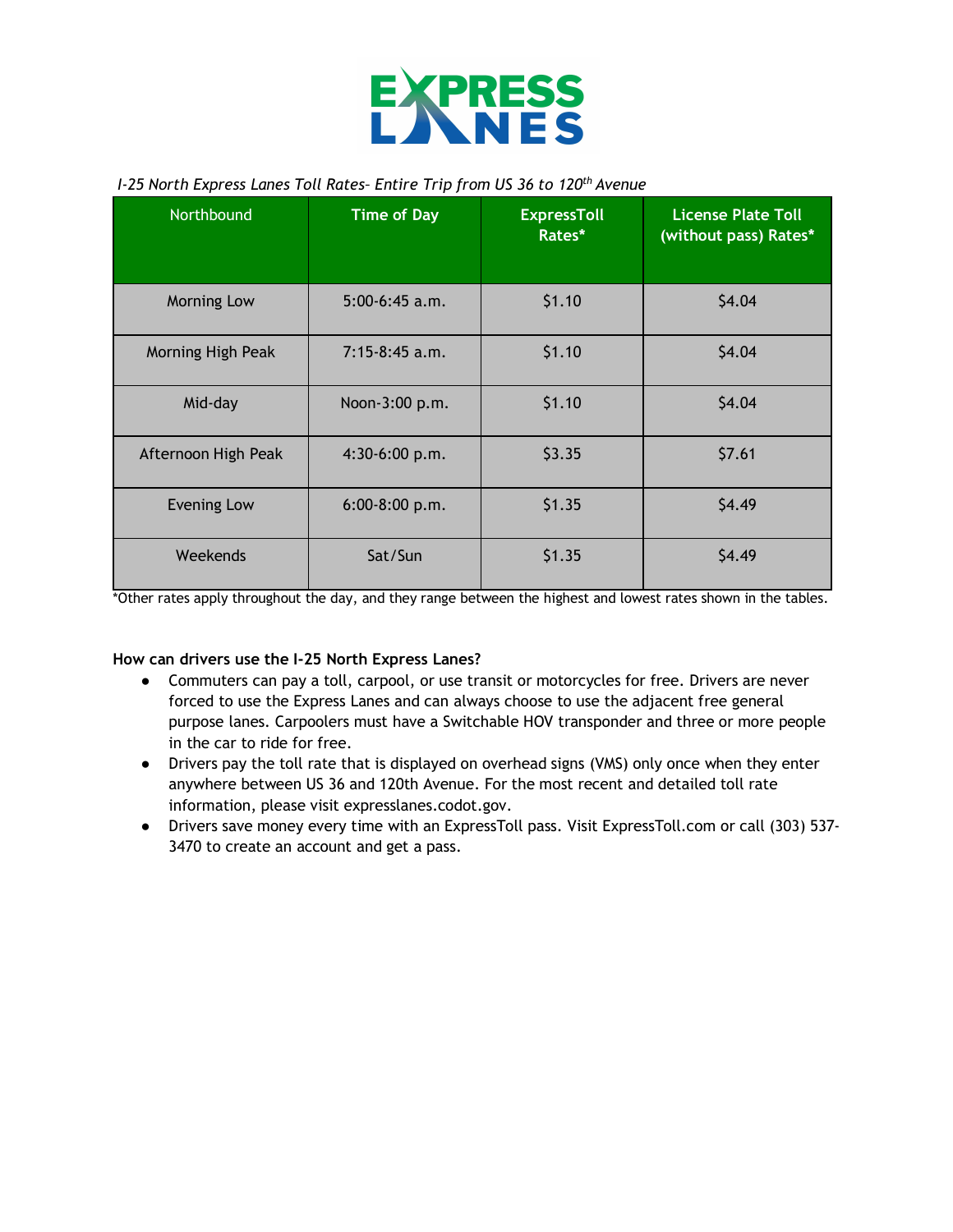# EXPRESS LANES

*I-25 North Express Lanes Toll Rates– Entire Trip from US 36 to 120th Avenue*

| Northbound | Time of Day | ExpressToll Rates* | License Plate Toll (without pass) Rates* |
| --- | --- | --- | --- |
| Morning Low | 5:00-6:45 a.m. | $1.10 | $4.04 |
| Morning High Peak | 7:15-8:45 a.m. | $1.10 | $4.04 |
| Mid-day | Noon-3:00 p.m. | $1.10 | $4.04 |
| Afternoon High Peak | 4:30-6:00 p.m. | $3.35 | $7.61 |
| Evening Low | 6:00-8:00 p.m. | $1.35 | $4.49 |
| Weekends | Sat/Sun | $1.35 | $4.49 |

*Other rates apply throughout the day, and they range between the highest and lowest rates shown in the tables.

**How can drivers use the I-25 North Express Lanes?**

- Commuters can pay a toll, carpool, or use transit or motorcycles for free. Drivers are never forced to use the Express Lanes and can always choose to use the adjacent free general purpose lanes. Carpoolers must have a Switchable HOV transponder and three or more people in the car to ride for free.
- Drivers pay the toll rate that is displayed on overhead signs (VMS) only once when they enter anywhere between US 36 and 120th Avenue. For the most recent and detailed toll rate information, please visit expresslanes.codot.gov.
- Drivers save money every time with an ExpressToll pass. Visit ExpressToll.com or call (303) 537-3470 to create an account and get a pass.